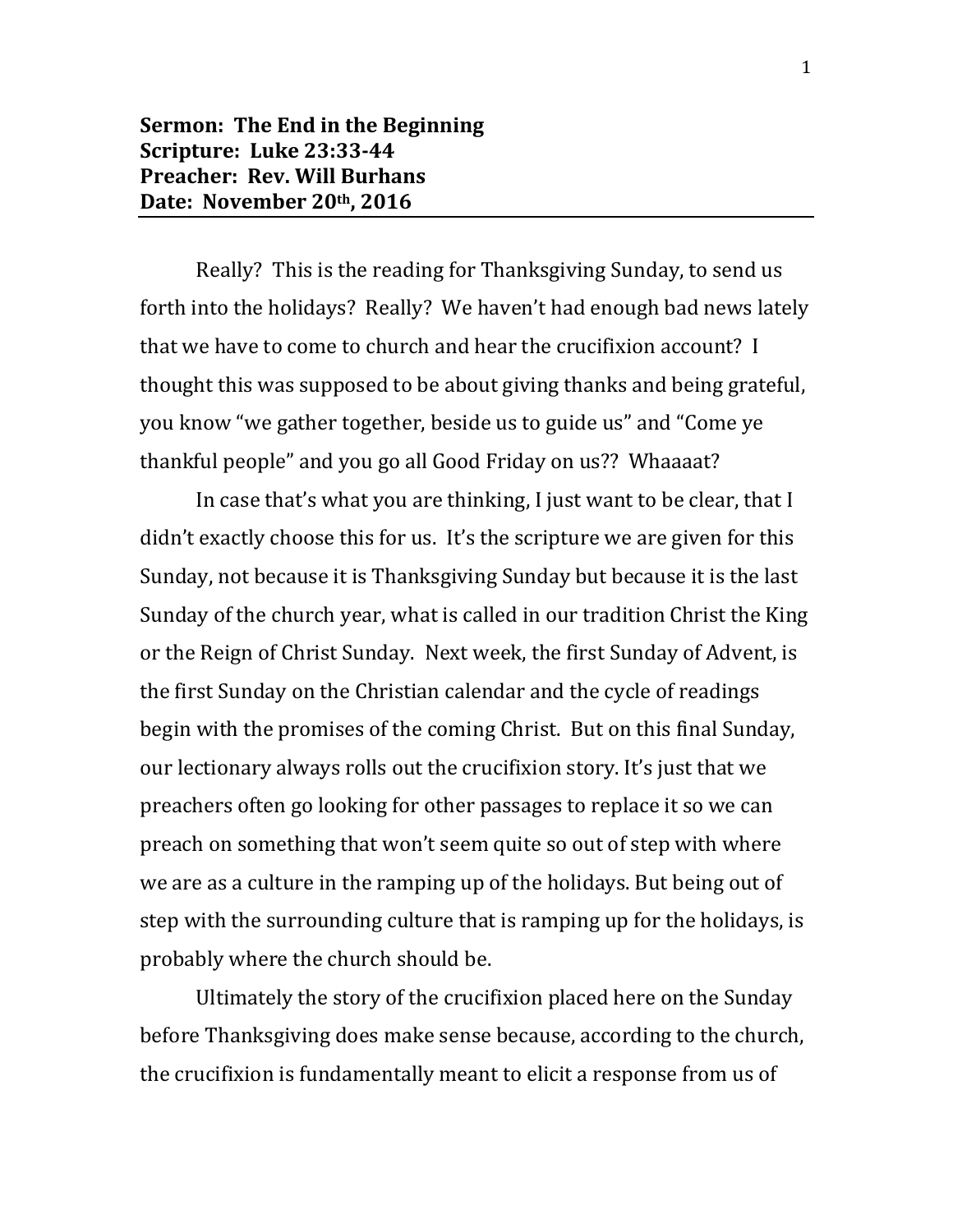**Sermon: The End in the Beginning**
**Scripture: Luke 23:33-44**
**Preacher: Rev. Will Burhans**
**Date: November 20th, 2016**

---

Really? This is the reading for Thanksgiving Sunday, to send us forth into the holidays? Really? We haven't had enough bad news lately that we have to come to church and hear the crucifixion account? I thought this was supposed to be about giving thanks and being grateful, you know "we gather together, beside us to guide us" and "Come ye thankful people" and you go all Good Friday on us?? Whaaaat?

In case that's what you are thinking, I just want to be clear, that I didn't exactly choose this for us. It's the scripture we are given for this Sunday, not because it is Thanksgiving Sunday but because it is the last Sunday of the church year, what is called in our tradition Christ the King or the Reign of Christ Sunday. Next week, the first Sunday of Advent, is the first Sunday on the Christian calendar and the cycle of readings begin with the promises of the coming Christ. But on this final Sunday, our lectionary always rolls out the crucifixion story. It's just that we preachers often go looking for other passages to replace it so we can preach on something that won't seem quite so out of step with where we are as a culture in the ramping up of the holidays. But being out of step with the surrounding culture that is ramping up for the holidays, is probably where the church should be.

Ultimately the story of the crucifixion placed here on the Sunday before Thanksgiving does make sense because, according to the church, the crucifixion is fundamentally meant to elicit a response from us of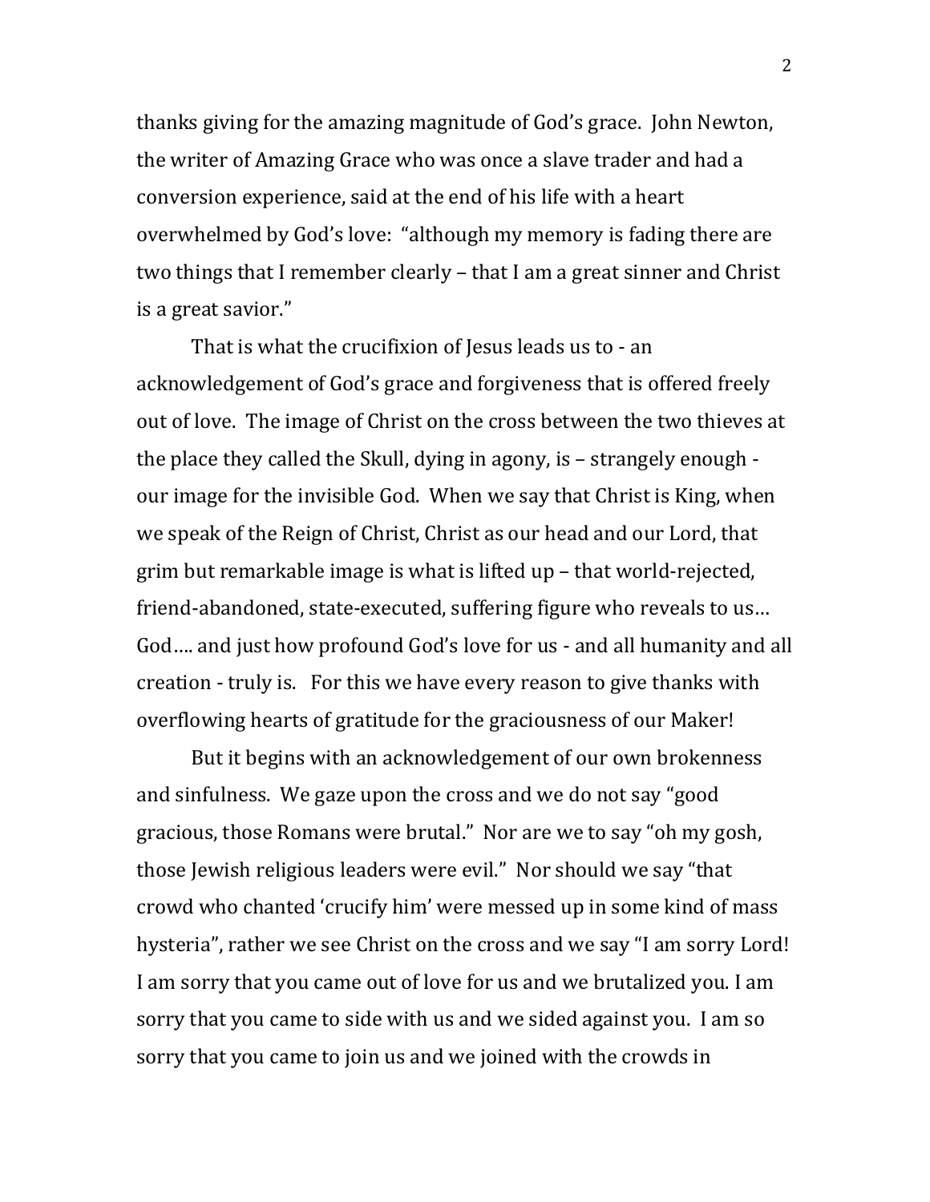thanks giving for the amazing magnitude of God's grace. John Newton, the writer of Amazing Grace who was once a slave trader and had a conversion experience, said at the end of his life with a heart overwhelmed by God's love: "although my memory is fading there are two things that I remember clearly – that I am a great sinner and Christ is a great savior."

That is what the crucifixion of Jesus leads us to - an acknowledgement of God's grace and forgiveness that is offered freely out of love. The image of Christ on the cross between the two thieves at the place they called the Skull, dying in agony, is – strangely enough - our image for the invisible God. When we say that Christ is King, when we speak of the Reign of Christ, Christ as our head and our Lord, that grim but remarkable image is what is lifted up – that world-rejected, friend-abandoned, state-executed, suffering figure who reveals to us… God…. and just how profound God's love for us - and all humanity and all creation - truly is. For this we have every reason to give thanks with overflowing hearts of gratitude for the graciousness of our Maker!

But it begins with an acknowledgement of our own brokenness and sinfulness. We gaze upon the cross and we do not say "good gracious, those Romans were brutal." Nor are we to say "oh my gosh, those Jewish religious leaders were evil." Nor should we say "that crowd who chanted 'crucify him' were messed up in some kind of mass hysteria", rather we see Christ on the cross and we say "I am sorry Lord! I am sorry that you came out of love for us and we brutalized you. I am sorry that you came to side with us and we sided against you. I am so sorry that you came to join us and we joined with the crowds in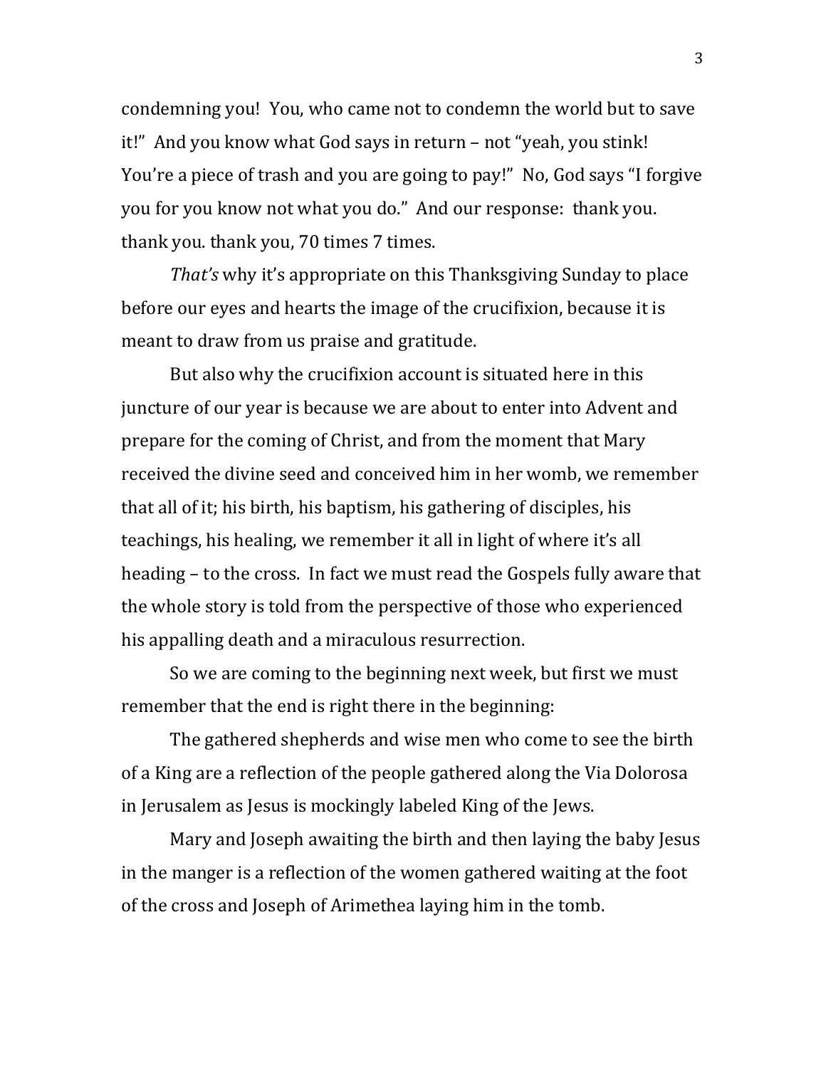condemning you! You, who came not to condemn the world but to save it!" And you know what God says in return – not "yeah, you stink! You're a piece of trash and you are going to pay!" No, God says "I forgive you for you know not what you do." And our response: thank you. thank you. thank you, 70 times 7 times.

*That's* why it's appropriate on this Thanksgiving Sunday to place before our eyes and hearts the image of the crucifixion, because it is meant to draw from us praise and gratitude.

But also why the crucifixion account is situated here in this juncture of our year is because we are about to enter into Advent and prepare for the coming of Christ, and from the moment that Mary received the divine seed and conceived him in her womb, we remember that all of it; his birth, his baptism, his gathering of disciples, his teachings, his healing, we remember it all in light of where it's all heading – to the cross. In fact we must read the Gospels fully aware that the whole story is told from the perspective of those who experienced his appalling death and a miraculous resurrection.

So we are coming to the beginning next week, but first we must remember that the end is right there in the beginning:

The gathered shepherds and wise men who come to see the birth of a King are a reflection of the people gathered along the Via Dolorosa in Jerusalem as Jesus is mockingly labeled King of the Jews.

Mary and Joseph awaiting the birth and then laying the baby Jesus in the manger is a reflection of the women gathered waiting at the foot of the cross and Joseph of Arimethea laying him in the tomb.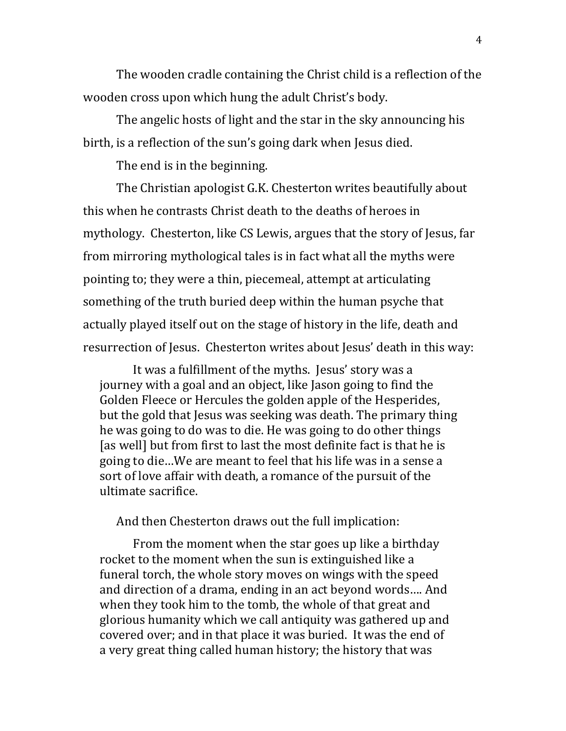The wooden cradle containing the Christ child is a reflection of the wooden cross upon which hung the adult Christ's body.

The angelic hosts of light and the star in the sky announcing his birth, is a reflection of the sun's going dark when Jesus died.

The end is in the beginning.

The Christian apologist G.K. Chesterton writes beautifully about this when he contrasts Christ death to the deaths of heroes in mythology. Chesterton, like CS Lewis, argues that the story of Jesus, far from mirroring mythological tales is in fact what all the myths were pointing to; they were a thin, piecemeal, attempt at articulating something of the truth buried deep within the human psyche that actually played itself out on the stage of history in the life, death and resurrection of Jesus. Chesterton writes about Jesus' death in this way:

> It was a fulfillment of the myths. Jesus' story was a journey with a goal and an object, like Jason going to find the Golden Fleece or Hercules the golden apple of the Hesperides, but the gold that Jesus was seeking was death. The primary thing he was going to do was to die. He was going to do other things [as well] but from first to last the most definite fact is that he is going to die…We are meant to feel that his life was in a sense a sort of love affair with death, a romance of the pursuit of the ultimate sacrifice.

And then Chesterton draws out the full implication:

> From the moment when the star goes up like a birthday rocket to the moment when the sun is extinguished like a funeral torch, the whole story moves on wings with the speed and direction of a drama, ending in an act beyond words…. And when they took him to the tomb, the whole of that great and glorious humanity which we call antiquity was gathered up and covered over; and in that place it was buried. It was the end of a very great thing called human history; the history that was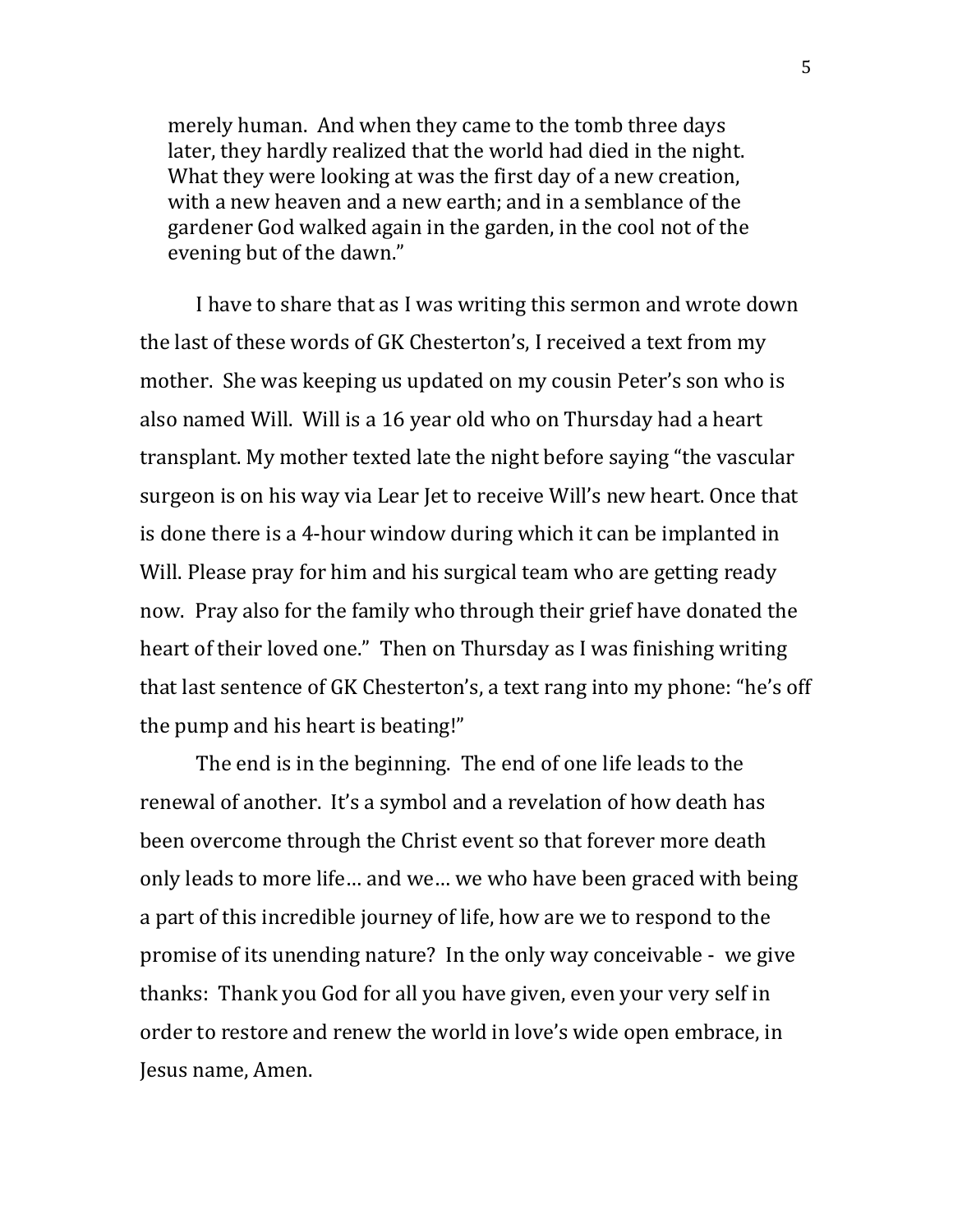> merely human. And when they came to the tomb three days later, they hardly realized that the world had died in the night. What they were looking at was the first day of a new creation, with a new heaven and a new earth; and in a semblance of the gardener God walked again in the garden, in the cool not of the evening but of the dawn."

I have to share that as I was writing this sermon and wrote down the last of these words of GK Chesterton's, I received a text from my mother. She was keeping us updated on my cousin Peter's son who is also named Will. Will is a 16 year old who on Thursday had a heart transplant. My mother texted late the night before saying "the vascular surgeon is on his way via Lear Jet to receive Will's new heart. Once that is done there is a 4-hour window during which it can be implanted in Will. Please pray for him and his surgical team who are getting ready now. Pray also for the family who through their grief have donated the heart of their loved one." Then on Thursday as I was finishing writing that last sentence of GK Chesterton's, a text rang into my phone: "he's off the pump and his heart is beating!"

The end is in the beginning. The end of one life leads to the renewal of another. It's a symbol and a revelation of how death has been overcome through the Christ event so that forever more death only leads to more life… and we… we who have been graced with being a part of this incredible journey of life, how are we to respond to the promise of its unending nature? In the only way conceivable - we give thanks: Thank you God for all you have given, even your very self in order to restore and renew the world in love's wide open embrace, in Jesus name, Amen.